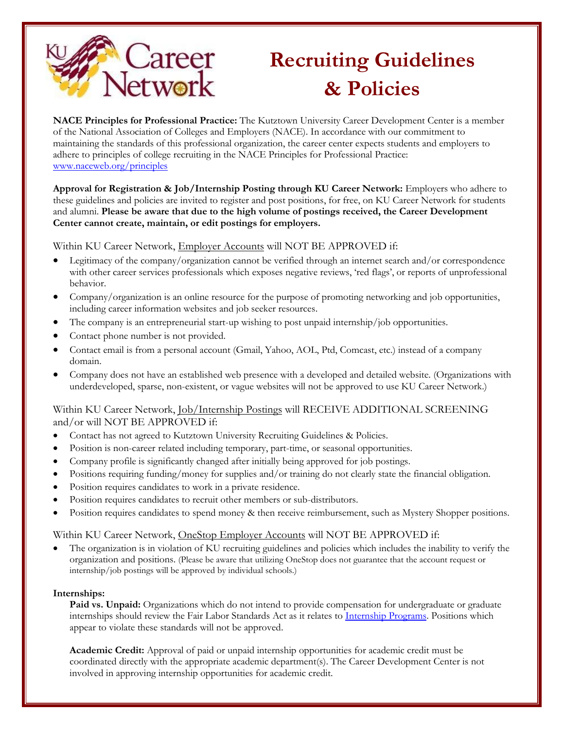# Recruiting Guidelines & Policies

**NACE Principles for Professional Practice:** The Kutztown University Career Development Center is a member of the National Association of Colleges and Employers (NACE). In accordance with our commitment to maintaining the standards of this professional organization, the career center expects students and employers to adhere to principles of college recruiting in the NACE Principles for Professional Practice: www.naceweb.org/principles

**Approval for Registration & Job/Internship Posting through KU Career Network:** Employers who adhere to these guidelines and policies are invited to register and post positions, for free, on KU Career Network for students and alumni. **Please be aware that due to the high volume of postings received, the Career Development Center cannot create, maintain, or edit postings for employers.**

Within KU Career Network, Employer Accounts will NOT BE APPROVED if:

- Legitimacy of the company/organization cannot be verified through an internet search and/or correspondence with other career services professionals which exposes negative reviews, 'red flags', or reports of unprofessional behavior.
- Company/organization is an online resource for the purpose of promoting networking and job opportunities, including career information websites and job seeker resources.
- The company is an entrepreneurial start-up wishing to post unpaid internship/job opportunities.
- Contact phone number is not provided.
- Contact email is from a personal account (Gmail, Yahoo, AOL, Ptd, Comcast, etc.) instead of a company domain.
- Company does not have an established web presence with a developed and detailed website. (Organizations with underdeveloped, sparse, non-existent, or vague websites will not be approved to use KU Career Network.)

Within KU Career Network, Job/Internship Postings will RECEIVE ADDITIONAL SCREENING and/or will NOT BE APPROVED if:

- Contact has not agreed to Kutztown University Recruiting Guidelines & Policies.
- Position is non-career related including temporary, part-time, or seasonal opportunities.
- Company profile is significantly changed after initially being approved for job postings.
- Positions requiring funding/money for supplies and/or training do not clearly state the financial obligation.
- Position requires candidates to work in a private residence.
- Position requires candidates to recruit other members or sub-distributors.
- Position requires candidates to spend money & then receive reimbursement, such as Mystery Shopper positions.

Within KU Career Network, OneStop Employer Accounts will NOT BE APPROVED if:

- The organization is in violation of KU recruiting guidelines and policies which includes the inability to verify the organization and positions. (Please be aware that utilizing OneStop does not guarantee that the account request or internship/job postings will be approved by individual schools.)

**Internships:**

**Paid vs. Unpaid:** Organizations which do not intend to provide compensation for undergraduate or graduate internships should review the Fair Labor Standards Act as it relates to Internship Programs. Positions which appear to violate these standards will not be approved.

**Academic Credit:** Approval of paid or unpaid internship opportunities for academic credit must be coordinated directly with the appropriate academic department(s). The Career Development Center is not involved in approving internship opportunities for academic credit.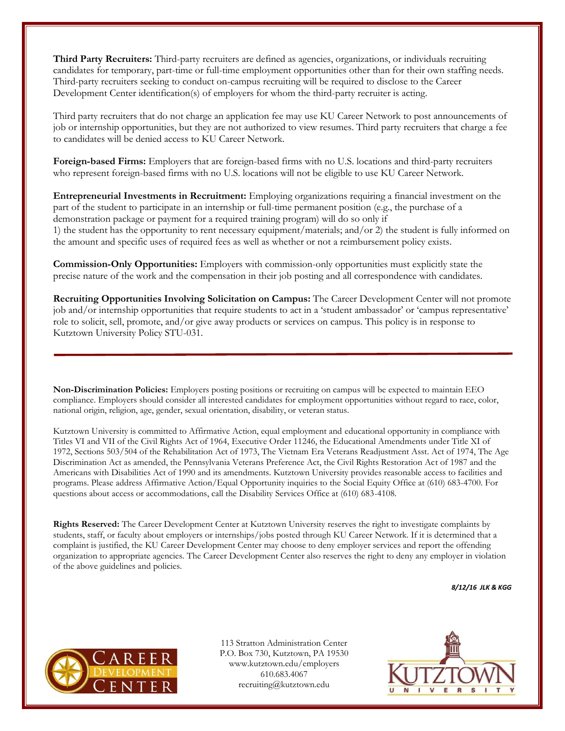**Third Party Recruiters:** Third-party recruiters are defined as agencies, organizations, or individuals recruiting candidates for temporary, part-time or full-time employment opportunities other than for their own staffing needs. Third-party recruiters seeking to conduct on-campus recruiting will be required to disclose to the Career Development Center identification(s) of employers for whom the third-party recruiter is acting.

Third party recruiters that do not charge an application fee may use KU Career Network to post announcements of job or internship opportunities, but they are not authorized to view resumes. Third party recruiters that charge a fee to candidates will be denied access to KU Career Network.

**Foreign-based Firms:** Employers that are foreign-based firms with no U.S. locations and third-party recruiters who represent foreign-based firms with no U.S. locations will not be eligible to use KU Career Network.

**Entrepreneurial Investments in Recruitment:** Employing organizations requiring a financial investment on the part of the student to participate in an internship or full-time permanent position (e.g., the purchase of a demonstration package or payment for a required training program) will do so only if
1) the student has the opportunity to rent necessary equipment/materials; and/or 2) the student is fully informed on the amount and specific uses of required fees as well as whether or not a reimbursement policy exists.

**Commission-Only Opportunities:** Employers with commission-only opportunities must explicitly state the precise nature of the work and the compensation in their job posting and all correspondence with candidates.

**Recruiting Opportunities Involving Solicitation on Campus:** The Career Development Center will not promote job and/or internship opportunities that require students to act in a 'student ambassador' or 'campus representative' role to solicit, sell, promote, and/or give away products or services on campus. This policy is in response to Kutztown University Policy STU-031.

---

**Non-Discrimination Policies:** Employers posting positions or recruiting on campus will be expected to maintain EEO compliance. Employers should consider all interested candidates for employment opportunities without regard to race, color, national origin, religion, age, gender, sexual orientation, disability, or veteran status.

Kutztown University is committed to Affirmative Action, equal employment and educational opportunity in compliance with Titles VI and VII of the Civil Rights Act of 1964, Executive Order 11246, the Educational Amendments under Title XI of 1972, Sections 503/504 of the Rehabilitation Act of 1973, The Vietnam Era Veterans Readjustment Asst. Act of 1974, The Age Discrimination Act as amended, the Pennsylvania Veterans Preference Act, the Civil Rights Restoration Act of 1987 and the Americans with Disabilities Act of 1990 and its amendments. Kutztown University provides reasonable access to facilities and programs. Please address Affirmative Action/Equal Opportunity inquiries to the Social Equity Office at (610) 683-4700. For questions about access or accommodations, call the Disability Services Office at (610) 683-4108.

**Rights Reserved:** The Career Development Center at Kutztown University reserves the right to investigate complaints by students, staff, or faculty about employers or internships/jobs posted through KU Career Network. If it is determined that a complaint is justified, the KU Career Development Center may choose to deny employer services and report the offending organization to appropriate agencies. The Career Development Center also reserves the right to deny any employer in violation of the above guidelines and policies.

*8/12/16 JLK & KGG*

Career Development Center

113 Stratton Administration Center
P.O. Box 730, Kutztown, PA 19530
www.kutztown.edu/employers
610.683.4067
recruiting@kutztown.edu

Kutztown University